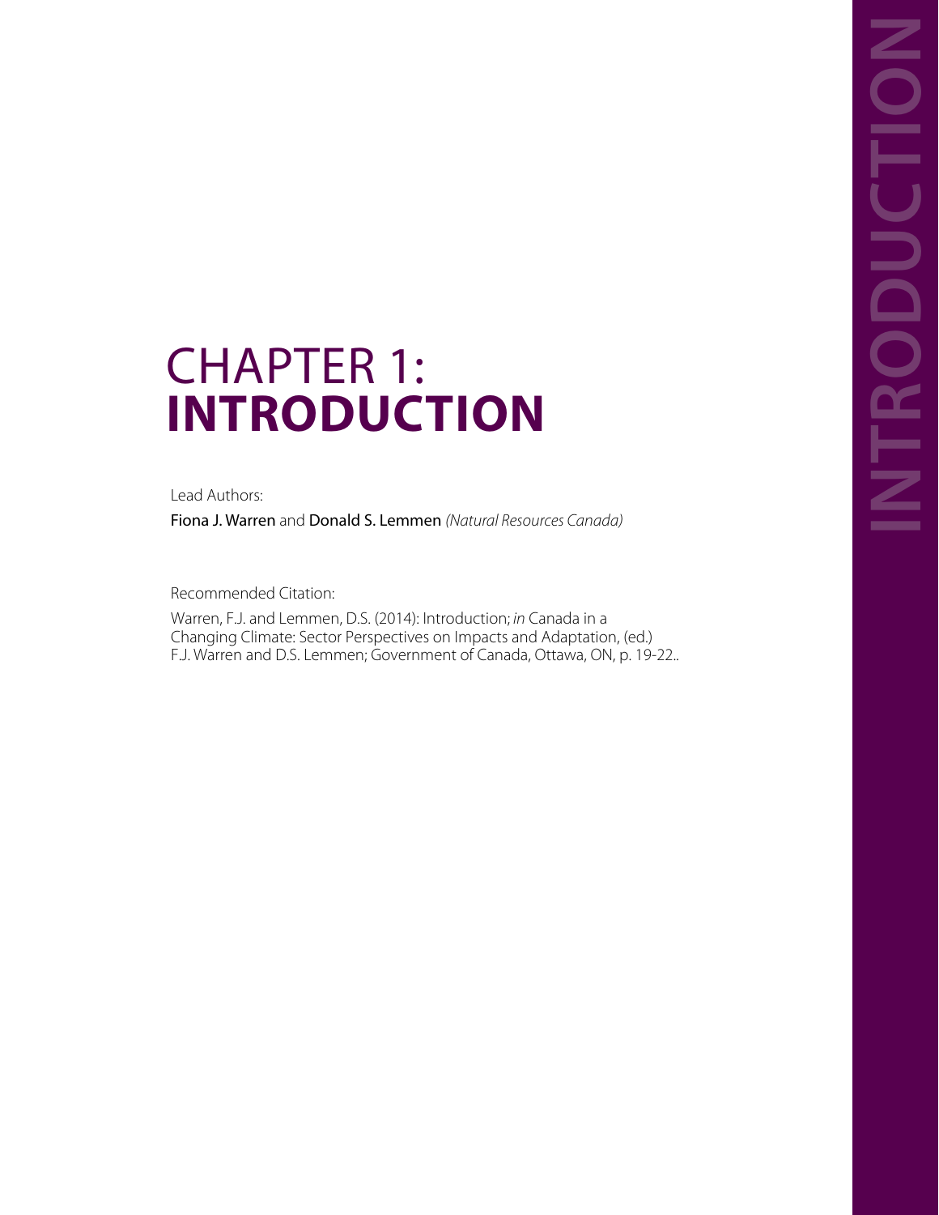# CHAPTER 1: **INTRODUCTION**

Lead Authors:

Fiona J. Warren and Donald S. Lemmen *(Natural Resources Canada)*

Recommended Citation:

Warren, F.J. and Lemmen, D.S. (2014): Introduction; *in* Canada in a Changing Climate: Sector Perspectives on Impacts and Adaptation, (ed.) F.J. Warren and D.S. Lemmen; Government of Canada, Ottawa, ON, p. 19-22..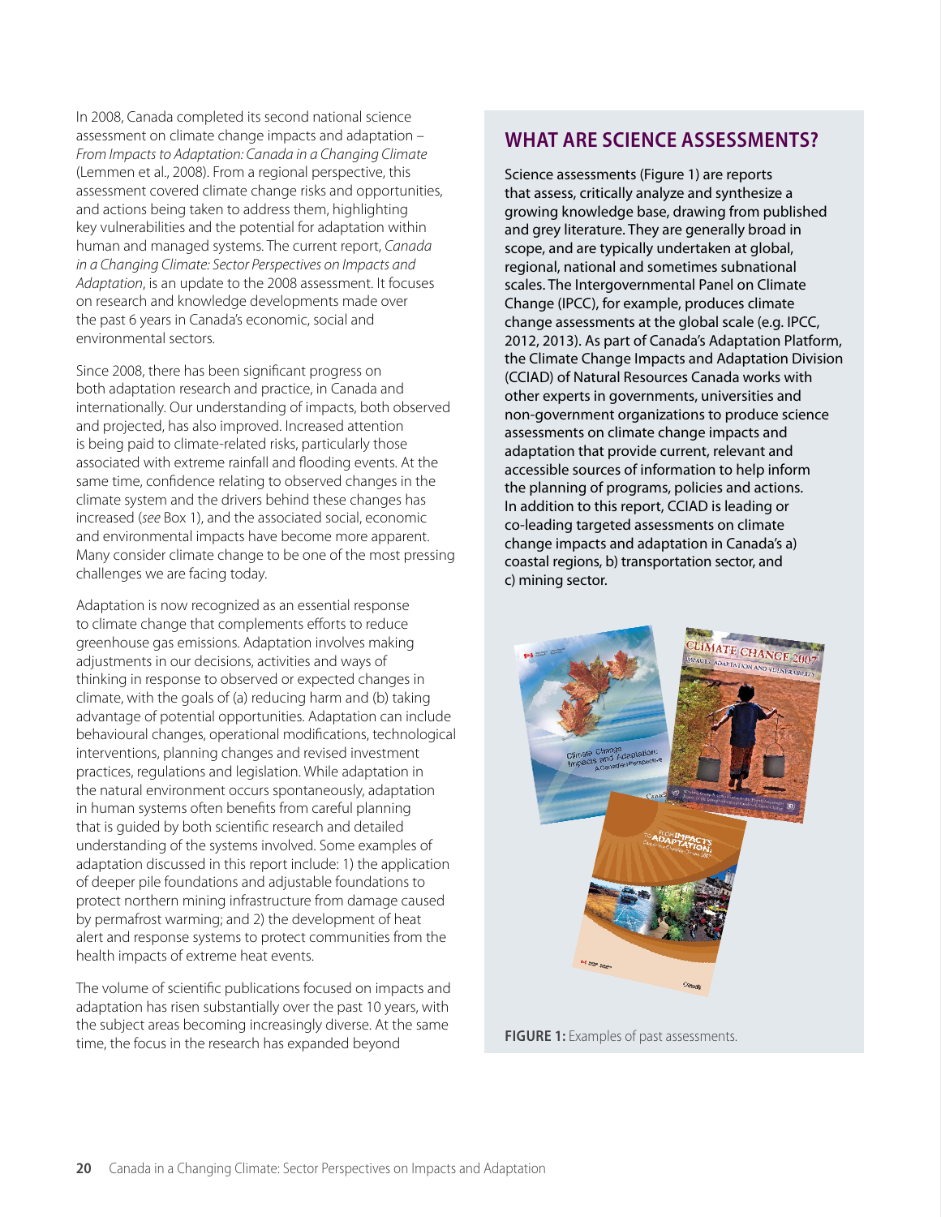In 2008, Canada completed its second national science assessment on climate change impacts and adaptation – *From Impacts to Adaptation: Canada in a Changing Climate* (Lemmen et al., 2008). From a regional perspective, this assessment covered climate change risks and opportunities, and actions being taken to address them, highlighting key vulnerabilities and the potential for adaptation within human and managed systems. The current report, *Canada in a Changing Climate: Sector Perspectives on Impacts and Adaptation*, is an update to the 2008 assessment. It focuses on research and knowledge developments made over the past 6 years in Canada's economic, social and environmental sectors.

Since 2008, there has been significant progress on both adaptation research and practice, in Canada and internationally. Our understanding of impacts, both observed and projected, has also improved. Increased attention is being paid to climate-related risks, particularly those associated with extreme rainfall and flooding events. At the same time, confidence relating to observed changes in the climate system and the drivers behind these changes has increased (*see* Box 1), and the associated social, economic and environmental impacts have become more apparent. Many consider climate change to be one of the most pressing challenges we are facing today.

Adaptation is now recognized as an essential response to climate change that complements efforts to reduce greenhouse gas emissions. Adaptation involves making adjustments in our decisions, activities and ways of thinking in response to observed or expected changes in climate, with the goals of (a) reducing harm and (b) taking advantage of potential opportunities. Adaptation can include behavioural changes, operational modifications, technological interventions, planning changes and revised investment practices, regulations and legislation. While adaptation in the natural environment occurs spontaneously, adaptation in human systems often benefits from careful planning that is guided by both scientific research and detailed understanding of the systems involved. Some examples of adaptation discussed in this report include: 1) the application of deeper pile foundations and adjustable foundations to protect northern mining infrastructure from damage caused by permafrost warming; and 2) the development of heat alert and response systems to protect communities from the health impacts of extreme heat events.

The volume of scientific publications focused on impacts and adaptation has risen substantially over the past 10 years, with the subject areas becoming increasingly diverse. At the same time, the focus in the research has expanded beyond

## WHAT ARE SCIENCE ASSESSMENTS?

Science assessments (Figure 1) are reports that assess, critically analyze and synthesize a growing knowledge base, drawing from published and grey literature. They are generally broad in scope, and are typically undertaken at global, regional, national and sometimes subnational scales. The Intergovernmental Panel on Climate Change (IPCC), for example, produces climate change assessments at the global scale (e.g. IPCC, 2012, 2013). As part of Canada's Adaptation Platform, the Climate Change Impacts and Adaptation Division (CCIAD) of Natural Resources Canada works with other experts in governments, universities and non-government organizations to produce science assessments on climate change impacts and adaptation that provide current, relevant and accessible sources of information to help inform the planning of programs, policies and actions. In addition to this report, CCIAD is leading or co-leading targeted assessments on climate change impacts and adaptation in Canada's a) coastal regions, b) transportation sector, and c) mining sector.

**FIGURE 1:** Examples of past assessments.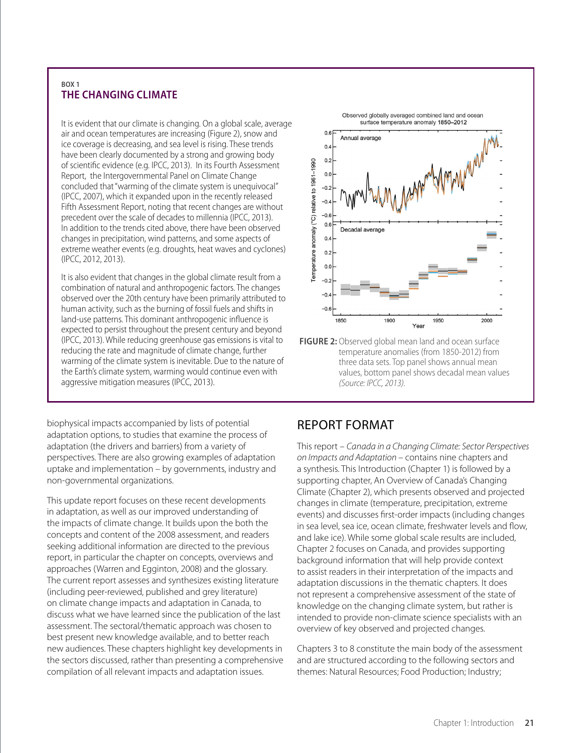**BOX 1**

## THE CHANGING CLIMATE

It is evident that our climate is changing. On a global scale, average air and ocean temperatures are increasing (Figure 2), snow and ice coverage is decreasing, and sea level is rising. These trends have been clearly documented by a strong and growing body of scientific evidence (e.g. IPCC, 2013). In its Fourth Assessment Report, the Intergovernmental Panel on Climate Change concluded that "warming of the climate system is unequivocal" (IPCC, 2007), which it expanded upon in the recently released Fifth Assessment Report, noting that recent changes are without precedent over the scale of decades to millennia (IPCC, 2013). In addition to the trends cited above, there have been observed changes in precipitation, wind patterns, and some aspects of extreme weather events (e.g. droughts, heat waves and cyclones) (IPCC, 2012, 2013).

It is also evident that changes in the global climate result from a combination of natural and anthropogenic factors. The changes observed over the 20th century have been primarily attributed to human activity, such as the burning of fossil fuels and shifts in land-use patterns. This dominant anthropogenic influence is expected to persist throughout the present century and beyond (IPCC, 2013). While reducing greenhouse gas emissions is vital to reducing the rate and magnitude of climate change, further warming of the climate system is inevitable. Due to the nature of the Earth's climate system, warming would continue even with aggressive mitigation measures (IPCC, 2013).

**FIGURE 2:** Observed global mean land and ocean surface temperature anomalies (from 1850-2012) from three data sets. Top panel shows annual mean values, bottom panel shows decadal mean values *(Source: IPCC, 2013).*

biophysical impacts accompanied by lists of potential adaptation options, to studies that examine the process of adaptation (the drivers and barriers) from a variety of perspectives. There are also growing examples of adaptation uptake and implementation – by governments, industry and non-governmental organizations.

This update report focuses on these recent developments in adaptation, as well as our improved understanding of the impacts of climate change. It builds upon the both the concepts and content of the 2008 assessment, and readers seeking additional information are directed to the previous report, in particular the chapter on concepts, overviews and approaches (Warren and Egginton, 2008) and the glossary. The current report assesses and synthesizes existing literature (including peer-reviewed, published and grey literature) on climate change impacts and adaptation in Canada, to discuss what we have learned since the publication of the last assessment. The sectoral/thematic approach was chosen to best present new knowledge available, and to better reach new audiences. These chapters highlight key developments in the sectors discussed, rather than presenting a comprehensive compilation of all relevant impacts and adaptation issues.

## REPORT FORMAT

This report – *Canada in a Changing Climate: Sector Perspectives on Impacts and Adaptation* – contains nine chapters and a synthesis. This Introduction (Chapter 1) is followed by a supporting chapter, An Overview of Canada's Changing Climate (Chapter 2), which presents observed and projected changes in climate (temperature, precipitation, extreme events) and discusses first-order impacts (including changes in sea level, sea ice, ocean climate, freshwater levels and flow, and lake ice). While some global scale results are included, Chapter 2 focuses on Canada, and provides supporting background information that will help provide context to assist readers in their interpretation of the impacts and adaptation discussions in the thematic chapters. It does not represent a comprehensive assessment of the state of knowledge on the changing climate system, but rather is intended to provide non-climate science specialists with an overview of key observed and projected changes.

Chapters 3 to 8 constitute the main body of the assessment and are structured according to the following sectors and themes: Natural Resources; Food Production; Industry;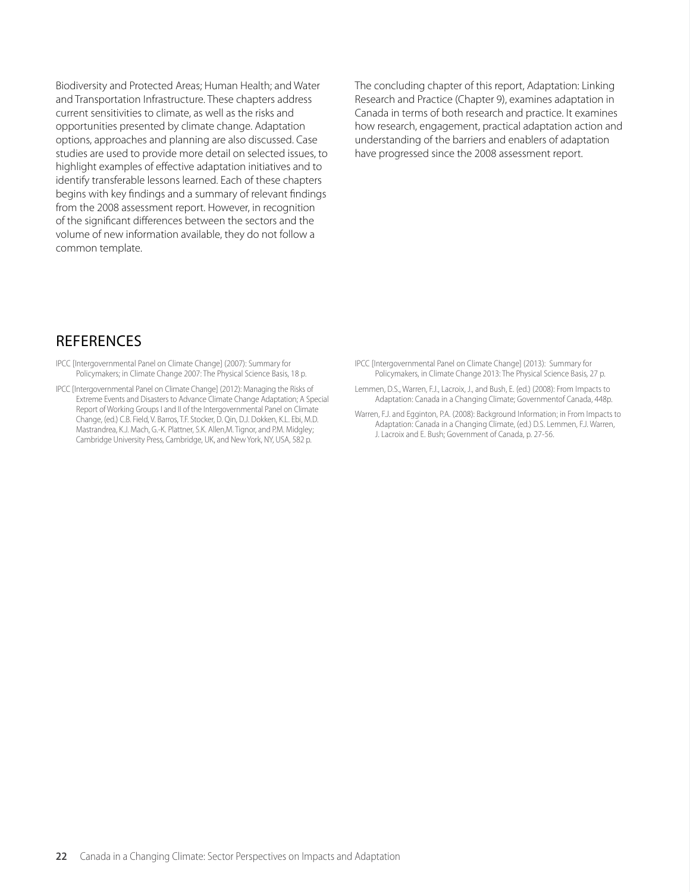Biodiversity and Protected Areas; Human Health; and Water and Transportation Infrastructure. These chapters address current sensitivities to climate, as well as the risks and opportunities presented by climate change. Adaptation options, approaches and planning are also discussed. Case studies are used to provide more detail on selected issues, to highlight examples of effective adaptation initiatives and to identify transferable lessons learned. Each of these chapters begins with key findings and a summary of relevant findings from the 2008 assessment report. However, in recognition of the significant differences between the sectors and the volume of new information available, they do not follow a common template.

The concluding chapter of this report, Adaptation: Linking Research and Practice (Chapter 9), examines adaptation in Canada in terms of both research and practice. It examines how research, engagement, practical adaptation action and understanding of the barriers and enablers of adaptation have progressed since the 2008 assessment report.

## REFERENCES

IPCC [Intergovernmental Panel on Climate Change] (2007): Summary for Policymakers; in Climate Change 2007: The Physical Science Basis, 18 p.

IPCC [Intergovernmental Panel on Climate Change] (2012): Managing the Risks of Extreme Events and Disasters to Advance Climate Change Adaptation; A Special Report of Working Groups I and II of the Intergovernmental Panel on Climate Change, (ed.) C.B. Field, V. Barros, T.F. Stocker, D. Qin, D.J. Dokken, K.L. Ebi, M.D. Mastrandrea, K.J. Mach, G.-K. Plattner, S.K. Allen,M. Tignor, and P.M. Midgley; Cambridge University Press, Cambridge, UK, and New York, NY, USA, 582 p.

IPCC [Intergovernmental Panel on Climate Change] (2013): Summary for Policymakers, in Climate Change 2013: The Physical Science Basis, 27 p.

Lemmen, D.S., Warren, F.J., Lacroix, J., and Bush, E. (ed.) (2008): From Impacts to Adaptation: Canada in a Changing Climate; Governmentof Canada, 448p.

Warren, F.J. and Egginton, P.A. (2008): Background Information; in From Impacts to Adaptation: Canada in a Changing Climate, (ed.) D.S. Lemmen, F.J. Warren, J. Lacroix and E. Bush; Government of Canada, p. 27-56.